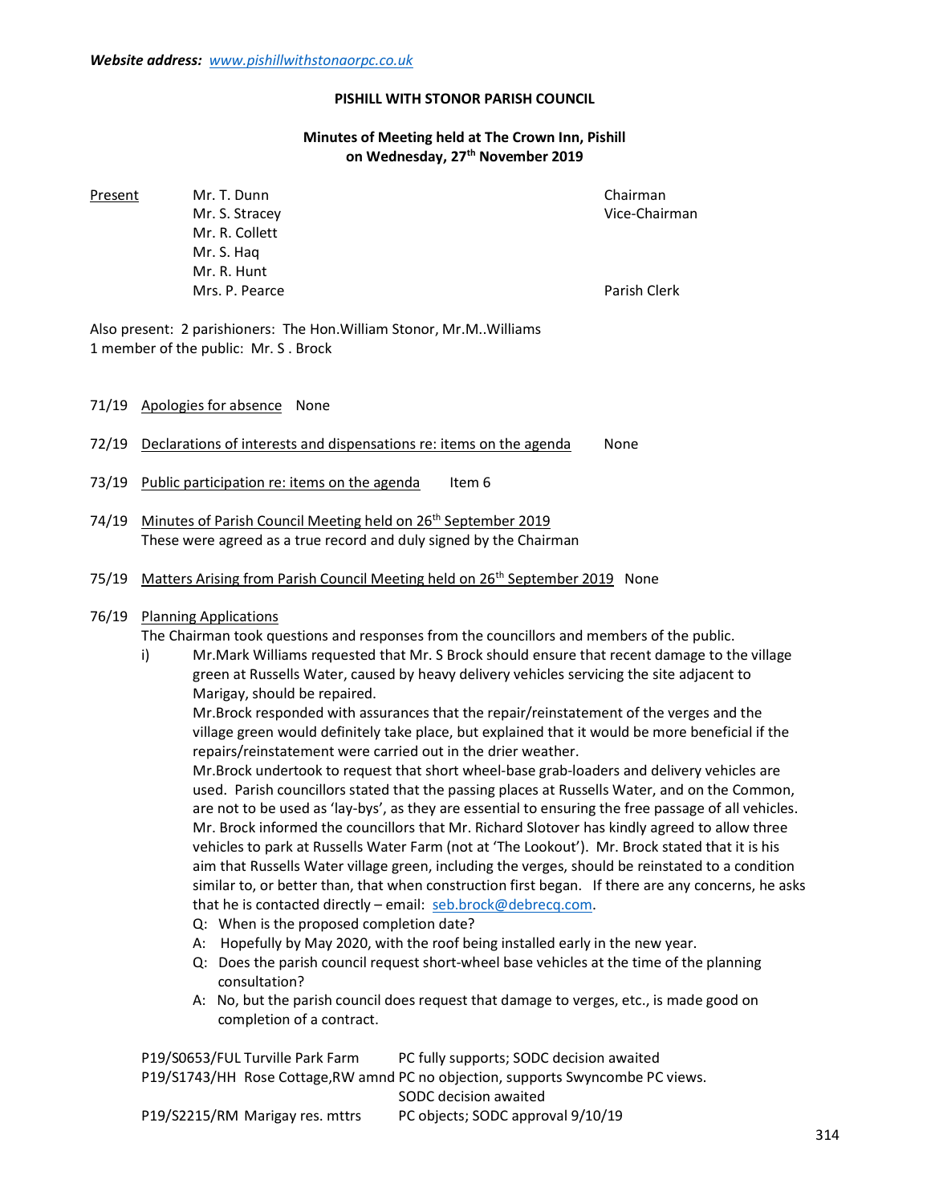***Website address:*** *[www.pishillwithstonaorpc.co.uk](http://www.pishillwithstonaorpc.co.uk)*

# PISHILL WITH STONOR PARISH COUNCIL

## Minutes of Meeting held at The Crown Inn, Pishill on Wednesday, 27th November 2019

| Present | | |
|---|---|---|
| | Mr. T. Dunn | Chairman |
| | Mr. S. Stracey | Vice-Chairman |
| | Mr. R. Collett | |
| | Mr. S. Haq | |
| | Mr. R. Hunt | |
| | Mrs. P. Pearce | Parish Clerk |

Also present: 2 parishioners: The Hon.William Stonor, Mr.M..Williams
1 member of the public: Mr. S . Brock

71/19 Apologies for absence None

72/19 Declarations of interests and dispensations re: items on the agenda None

73/19 Public participation re: items on the agenda Item 6

74/19 Minutes of Parish Council Meeting held on 26th September 2019
These were agreed as a true record and duly signed by the Chairman

75/19 Matters Arising from Parish Council Meeting held on 26th September 2019 None

76/19 Planning Applications
The Chairman took questions and responses from the councillors and members of the public.

i) Mr.Mark Williams requested that Mr. S Brock should ensure that recent damage to the village green at Russells Water, caused by heavy delivery vehicles servicing the site adjacent to Marigay, should be repaired.

Mr.Brock responded with assurances that the repair/reinstatement of the verges and the village green would definitely take place, but explained that it would be more beneficial if the repairs/reinstatement were carried out in the drier weather.

Mr.Brock undertook to request that short wheel-base grab-loaders and delivery vehicles are used. Parish councillors stated that the passing places at Russells Water, and on the Common, are not to be used as 'lay-bys', as they are essential to ensuring the free passage of all vehicles. Mr. Brock informed the councillors that Mr. Richard Slotover has kindly agreed to allow three vehicles to park at Russells Water Farm (not at 'The Lookout'). Mr. Brock stated that it is his aim that Russells Water village green, including the verges, should be reinstated to a condition similar to, or better than, that when construction first began. If there are any concerns, he asks that he is contacted directly – email: [seb.brock@debrecq.com](mailto:seb.brock@debrecq.com).

Q: When is the proposed completion date?
A: Hopefully by May 2020, with the roof being installed early in the new year.
Q: Does the parish council request short-wheel base vehicles at the time of the planning consultation?
A: No, but the parish council does request that damage to verges, etc., is made good on completion of a contract.

| | |
|---|---|
| P19/S0653/FUL Turville Park Farm | PC fully supports; SODC decision awaited |
| P19/S1743/HH Rose Cottage,RW amnd | PC no objection, supports Swyncombe PC views. SODC decision awaited |
| P19/S2215/RM Marigay res. mttrs | PC objects; SODC approval 9/10/19 |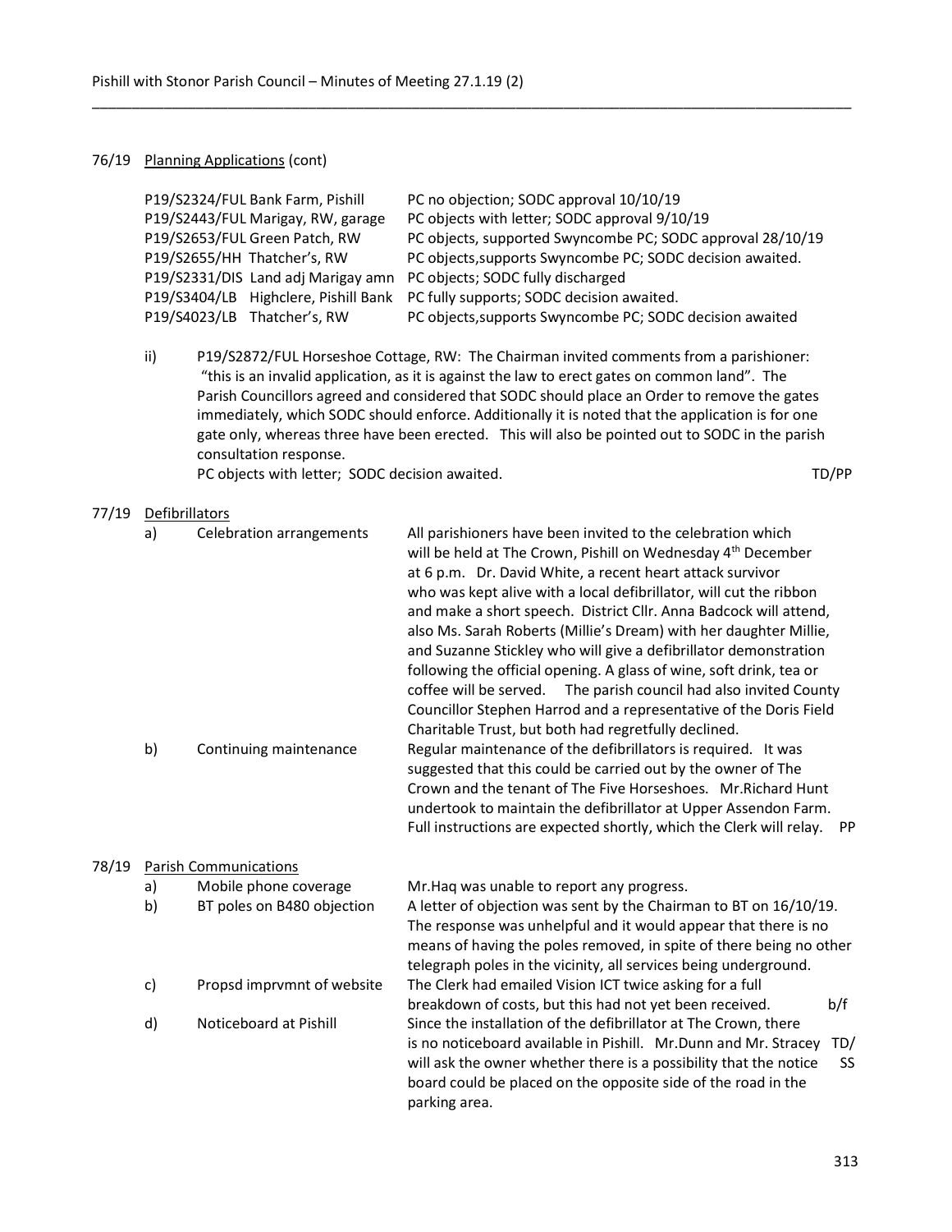76/19 Planning Applications (cont)

| | |
|---|---|
| P19/S2324/FUL Bank Farm, Pishill | PC no objection; SODC approval 10/10/19 |
| P19/S2443/FUL Marigay, RW, garage | PC objects with letter; SODC approval 9/10/19 |
| P19/S2653/FUL Green Patch, RW | PC objects, supported Swyncombe PC; SODC approval 28/10/19 |
| P19/S2655/HH Thatcher's, RW | PC objects,supports Swyncombe PC; SODC decision awaited. |
| P19/S2331/DIS Land adj Marigay amn | PC objects; SODC fully discharged |
| P19/S3404/LB Highclere, Pishill Bank | PC fully supports; SODC decision awaited. |
| P19/S4023/LB Thatcher's, RW | PC objects,supports Swyncombe PC; SODC decision awaited |

ii) P19/S2872/FUL Horseshoe Cottage, RW: The Chairman invited comments from a parishioner: "this is an invalid application, as it is against the law to erect gates on common land". The Parish Councillors agreed and considered that SODC should place an Order to remove the gates immediately, which SODC should enforce. Additionally it is noted that the application is for one gate only, whereas three have been erected. This will also be pointed out to SODC in the parish consultation response.
PC objects with letter; SODC decision awaited. TD/PP

77/19 Defibrillators

a) Celebration arrangements — All parishioners have been invited to the celebration which will be held at The Crown, Pishill on Wednesday 4th December at 6 p.m. Dr. David White, a recent heart attack survivor who was kept alive with a local defibrillator, will cut the ribbon and make a short speech. District Cllr. Anna Badcock will attend, also Ms. Sarah Roberts (Millie's Dream) with her daughter Millie, and Suzanne Stickley who will give a defibrillator demonstration following the official opening. A glass of wine, soft drink, tea or coffee will be served. The parish council had also invited County Councillor Stephen Harrod and a representative of the Doris Field Charitable Trust, but both had regretfully declined.

b) Continuing maintenance — Regular maintenance of the defibrillators is required. It was suggested that this could be carried out by the owner of The Crown and the tenant of The Five Horseshoes. Mr.Richard Hunt undertook to maintain the defibrillator at Upper Assendon Farm. Full instructions are expected shortly, which the Clerk will relay. PP

78/19 Parish Communications

a) Mobile phone coverage — Mr.Haq was unable to report any progress.

b) BT poles on B480 objection — A letter of objection was sent by the Chairman to BT on 16/10/19. The response was unhelpful and it would appear that there is no means of having the poles removed, in spite of there being no other telegraph poles in the vicinity, all services being underground.

c) Propsd imprvmnt of website — The Clerk had emailed Vision ICT twice asking for a full breakdown of costs, but this had not yet been received. b/f

d) Noticeboard at Pishill — Since the installation of the defibrillator at The Crown, there is no noticeboard available in Pishill. Mr.Dunn and Mr. Stracey will ask the owner whether there is a possibility that the notice board could be placed on the opposite side of the road in the parking area. TD/SS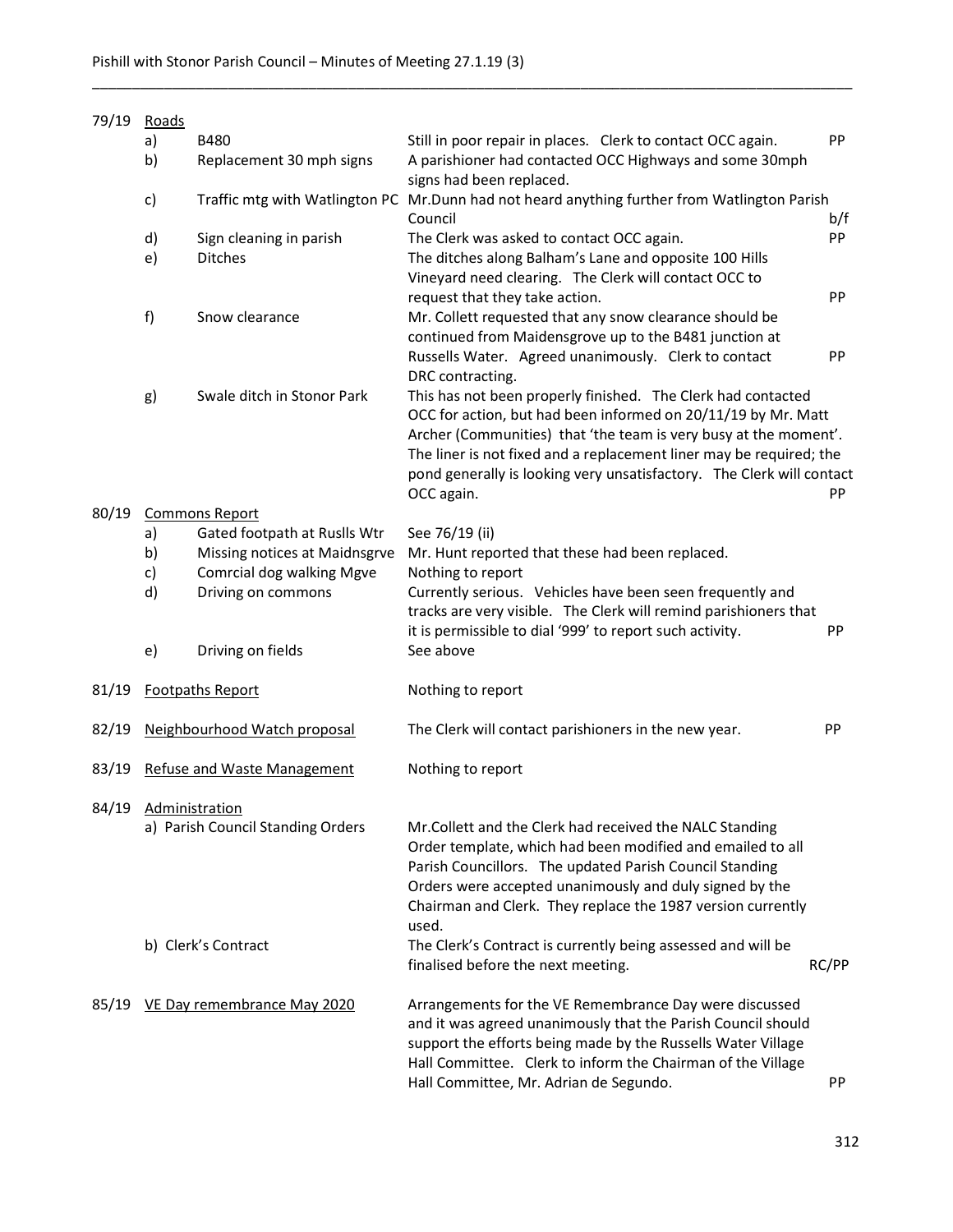| | | | | |
|---|---|---|---|---|
| 79/19 | Roads | | | |
| | a) | B480 | Still in poor repair in places. Clerk to contact OCC again. | PP |
| | b) | Replacement 30 mph signs | A parishioner had contacted OCC Highways and some 30mph signs had been replaced. | |
| | c) | Traffic mtg with Watlington PC | Mr.Dunn had not heard anything further from Watlington Parish Council | b/f |
| | d) | Sign cleaning in parish | The Clerk was asked to contact OCC again. | PP |
| | e) | Ditches | The ditches along Balham's Lane and opposite 100 Hills Vineyard need clearing. The Clerk will contact OCC to request that they take action. | PP |
| | f) | Snow clearance | Mr. Collett requested that any snow clearance should be continued from Maidensgrove up to the B481 junction at Russells Water. Agreed unanimously. Clerk to contact DRC contracting. | PP |
| | g) | Swale ditch in Stonor Park | This has not been properly finished. The Clerk had contacted OCC for action, but had been informed on 20/11/19 by Mr. Matt Archer (Communities) that 'the team is very busy at the moment'. The liner is not fixed and a replacement liner may be required; the pond generally is looking very unsatisfactory. The Clerk will contact OCC again. | PP |
| 80/19 | Commons Report | | | |
| | a) | Gated footpath at Ruslls Wtr | See 76/19 (ii) | |
| | b) | Missing notices at Maidnsgrve | Mr. Hunt reported that these had been replaced. | |
| | c) | Comrcial dog walking Mgve | Nothing to report | |
| | d) | Driving on commons | Currently serious. Vehicles have been seen frequently and tracks are very visible. The Clerk will remind parishioners that it is permissible to dial '999' to report such activity. | PP |
| | e) | Driving on fields | See above | |
| 81/19 | Footpaths Report | | Nothing to report | |
| 82/19 | Neighbourhood Watch proposal | | The Clerk will contact parishioners in the new year. | PP |
| 83/19 | Refuse and Waste Management | | Nothing to report | |
| 84/19 | Administration | | | |
| | a) | Parish Council Standing Orders | Mr.Collett and the Clerk had received the NALC Standing Order template, which had been modified and emailed to all Parish Councillors. The updated Parish Council Standing Orders were accepted unanimously and duly signed by the Chairman and Clerk. They replace the 1987 version currently used. | |
| | b) | Clerk's Contract | The Clerk's Contract is currently being assessed and will be finalised before the next meeting. | RC/PP |
| 85/19 | VE Day remembrance May 2020 | | Arrangements for the VE Remembrance Day were discussed and it was agreed unanimously that the Parish Council should support the efforts being made by the Russells Water Village Hall Committee. Clerk to inform the Chairman of the Village Hall Committee, Mr. Adrian de Segundo. | PP |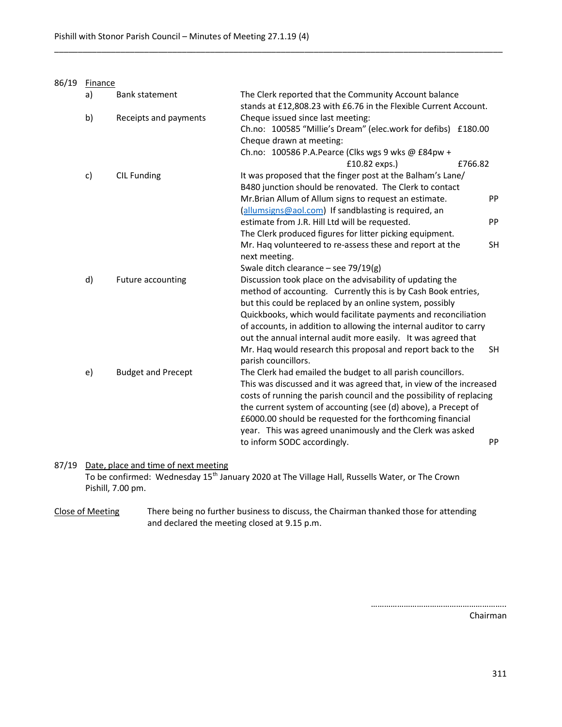86/19 Finance

| | | | |
|---|---|---|---|
| a) | Bank statement | The Clerk reported that the Community Account balance stands at £12,808.23 with £6.76 in the Flexible Current Account. | |
| b) | Receipts and payments | Cheque issued since last meeting:<br>Ch.no: 100585 "Millie's Dream" (elec.work for defibs) £180.00<br>Cheque drawn at meeting:<br>Ch.no: 100586 P.A.Pearce (Clks wgs 9 wks @ £84pw + £10.82 exps.) £766.82 | |
| c) | CIL Funding | It was proposed that the finger post at the Balham's Lane/ B480 junction should be renovated. The Clerk to contact Mr.Brian Allum of Allum signs to request an estimate. (allumsigns@aol.com) If sandblasting is required, an estimate from J.R. Hill Ltd will be requested.<br>The Clerk produced figures for litter picking equipment. Mr. Haq volunteered to re-assess these and report at the next meeting.<br>Swale ditch clearance – see 79/19(g) | PP<br>PP<br>SH |
| d) | Future accounting | Discussion took place on the advisability of updating the method of accounting. Currently this is by Cash Book entries, but this could be replaced by an online system, possibly Quickbooks, which would facilitate payments and reconciliation of accounts, in addition to allowing the internal auditor to carry out the annual internal audit more easily. It was agreed that Mr. Haq would research this proposal and report back to the parish councillors. | SH |
| e) | Budget and Precept | The Clerk had emailed the budget to all parish councillors. This was discussed and it was agreed that, in view of the increased costs of running the parish council and the possibility of replacing the current system of accounting (see (d) above), a Precept of £6000.00 should be requested for the forthcoming financial year. This was agreed unanimously and the Clerk was asked to inform SODC accordingly. | PP |

87/19 Date, place and time of next meeting

To be confirmed: Wednesday 15th January 2020 at The Village Hall, Russells Water, or The Crown Pishill, 7.00 pm.

Close of Meeting There being no further business to discuss, the Chairman thanked those for attending and declared the meeting closed at 9.15 p.m.

…………………………………………………..
Chairman